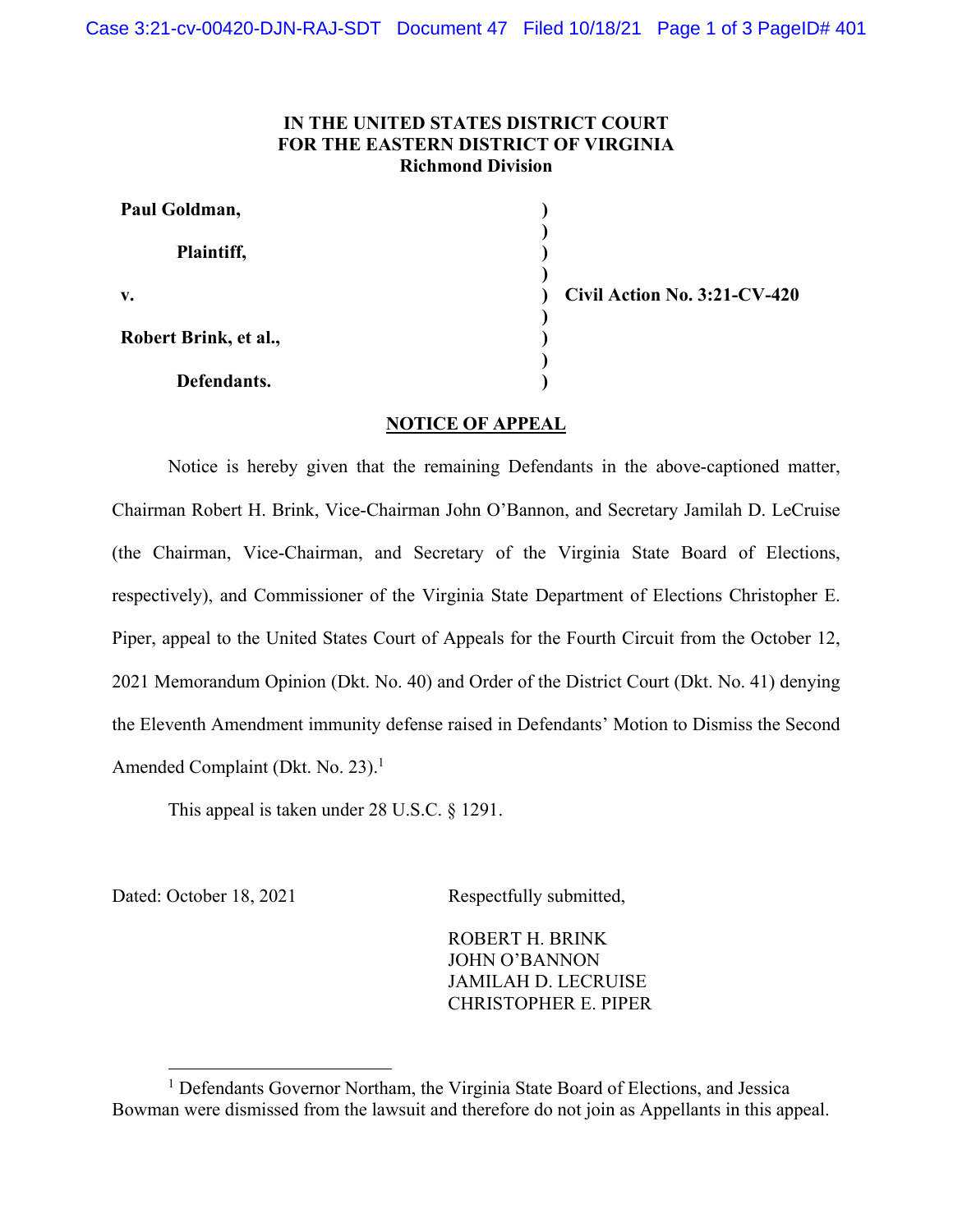**IN THE UNITED STATES DISTRICT COURT**
**FOR THE EASTERN DISTRICT OF VIRGINIA**
**Richmond Division**

| | | |
|---|---|---|
| **Paul Goldman,** | ) | |
| | ) | |
| **Plaintiff,** | ) | |
| | ) | |
| **v.** | ) | **Civil Action No. 3:21-CV-420** |
| | ) | |
| **Robert Brink, et al.,** | ) | |
| | ) | |
| **Defendants.** | ) | |

**NOTICE OF APPEAL**

Notice is hereby given that the remaining Defendants in the above-captioned matter, Chairman Robert H. Brink, Vice-Chairman John O'Bannon, and Secretary Jamilah D. LeCruise (the Chairman, Vice-Chairman, and Secretary of the Virginia State Board of Elections, respectively), and Commissioner of the Virginia State Department of Elections Christopher E. Piper, appeal to the United States Court of Appeals for the Fourth Circuit from the October 12, 2021 Memorandum Opinion (Dkt. No. 40) and Order of the District Court (Dkt. No. 41) denying the Eleventh Amendment immunity defense raised in Defendants' Motion to Dismiss the Second Amended Complaint (Dkt. No. 23).[1]

This appeal is taken under 28 U.S.C. § 1291.

Dated: October 18, 2021

Respectfully submitted,

ROBERT H. BRINK
JOHN O'BANNON
JAMILAH D. LECRUISE
CHRISTOPHER E. PIPER

[1] Defendants Governor Northam, the Virginia State Board of Elections, and Jessica Bowman were dismissed from the lawsuit and therefore do not join as Appellants in this appeal.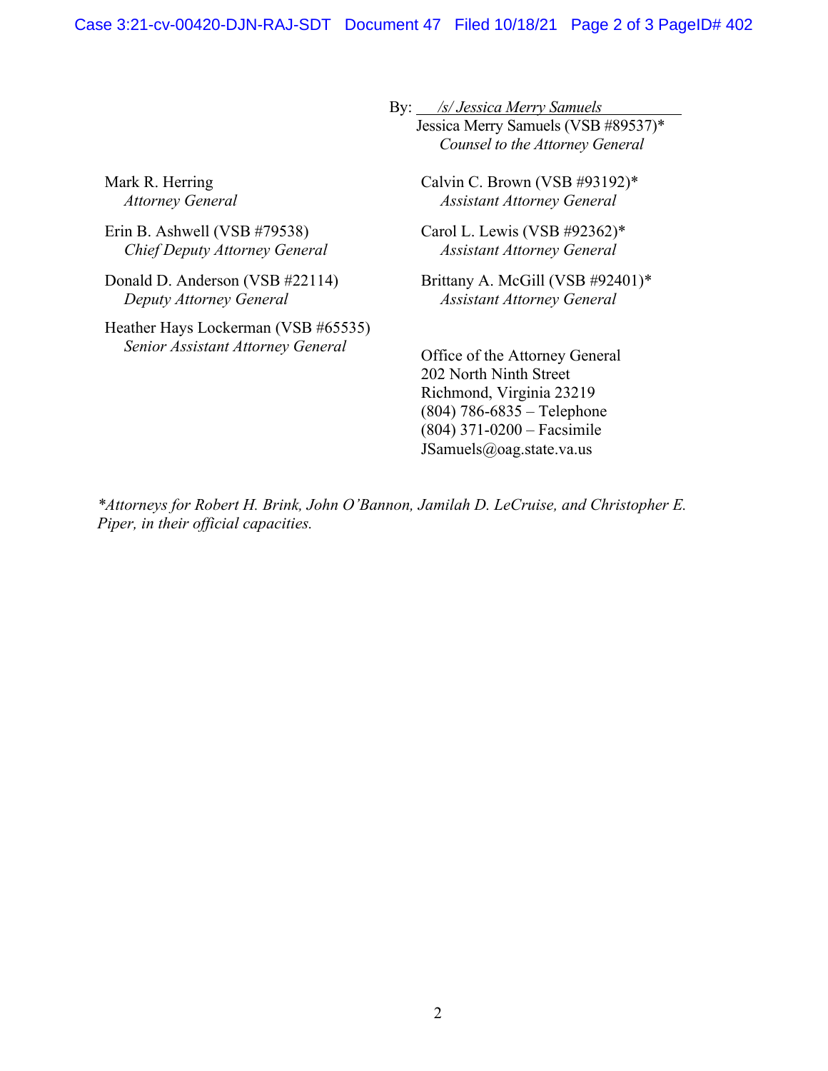By: */s/ Jessica Merry Samuels*
Jessica Merry Samuels (VSB #89537)*
*Counsel to the Attorney General*

Mark R. Herring
*Attorney General*

Erin B. Ashwell (VSB #79538)
*Chief Deputy Attorney General*

Donald D. Anderson (VSB #22114)
*Deputy Attorney General*

Heather Hays Lockerman (VSB #65535)
*Senior Assistant Attorney General*

Calvin C. Brown (VSB #93192)*
*Assistant Attorney General*

Carol L. Lewis (VSB #92362)*
*Assistant Attorney General*

Brittany A. McGill (VSB #92401)*
*Assistant Attorney General*

Office of the Attorney General
202 North Ninth Street
Richmond, Virginia 23219
(804) 786-6835 – Telephone
(804) 371-0200 – Facsimile
JSamuels@oag.state.va.us

**Attorneys for Robert H. Brink, John O'Bannon, Jamilah D. LeCruise, and Christopher E. Piper, in their official capacities.*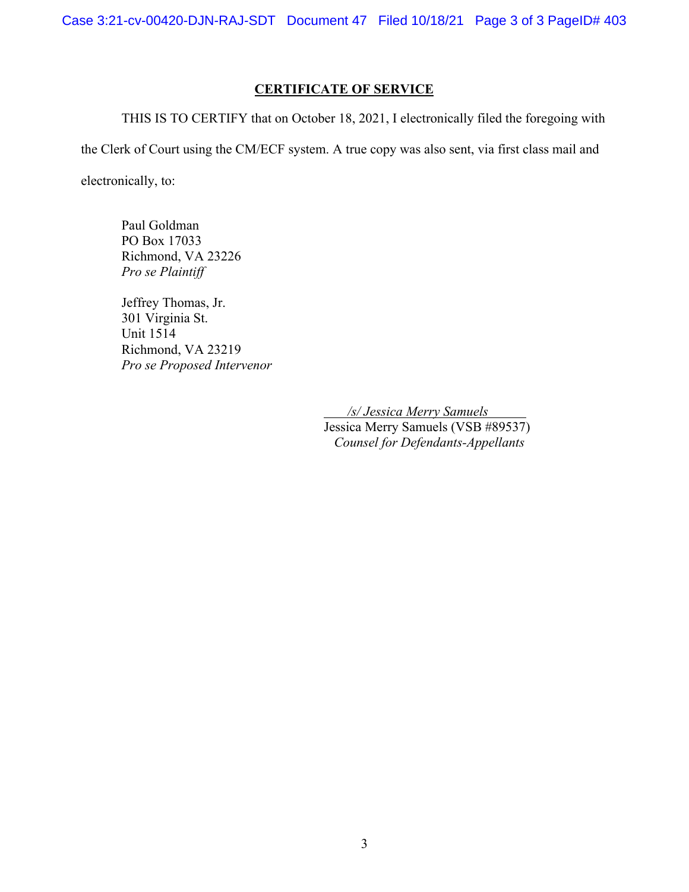**CERTIFICATE OF SERVICE**

THIS IS TO CERTIFY that on October 18, 2021, I electronically filed the foregoing with the Clerk of Court using the CM/ECF system. A true copy was also sent, via first class mail and electronically, to:

Paul Goldman
PO Box 17033
Richmond, VA 23226
*Pro se Plaintiff*

Jeffrey Thomas, Jr.
301 Virginia St.
Unit 1514
Richmond, VA 23219
*Pro se Proposed Intervenor*

*/s/ Jessica Merry Samuels*
Jessica Merry Samuels (VSB #89537)
*Counsel for Defendants-Appellants*